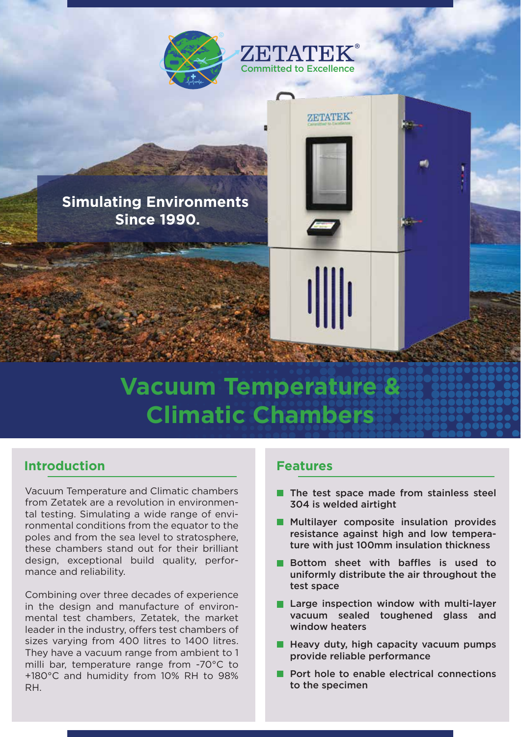ZETATEK®
Committed to Excellence

Simulating Environments Since 1990.

# Vacuum Temperature & Climatic Chambers

## Introduction

Vacuum Temperature and Climatic chambers from Zetatek are a revolution in environmental testing. Simulating a wide range of environmental conditions from the equator to the poles and from the sea level to stratosphere, these chambers stand out for their brilliant design, exceptional build quality, performance and reliability.

Combining over three decades of experience in the design and manufacture of environmental test chambers, Zetatek, the market leader in the industry, offers test chambers of sizes varying from 400 litres to 1400 litres. They have a vacuum range from ambient to 1 milli bar, temperature range from -70°C to +180°C and humidity from 10% RH to 98% RH.

## Features

- The test space made from stainless steel 304 is welded airtight
- Multilayer composite insulation provides resistance against high and low temperature with just 100mm insulation thickness
- Bottom sheet with baffles is used to uniformly distribute the air throughout the test space
- Large inspection window with multi-layer vacuum sealed toughened glass and window heaters
- Heavy duty, high capacity vacuum pumps provide reliable performance
- Port hole to enable electrical connections to the specimen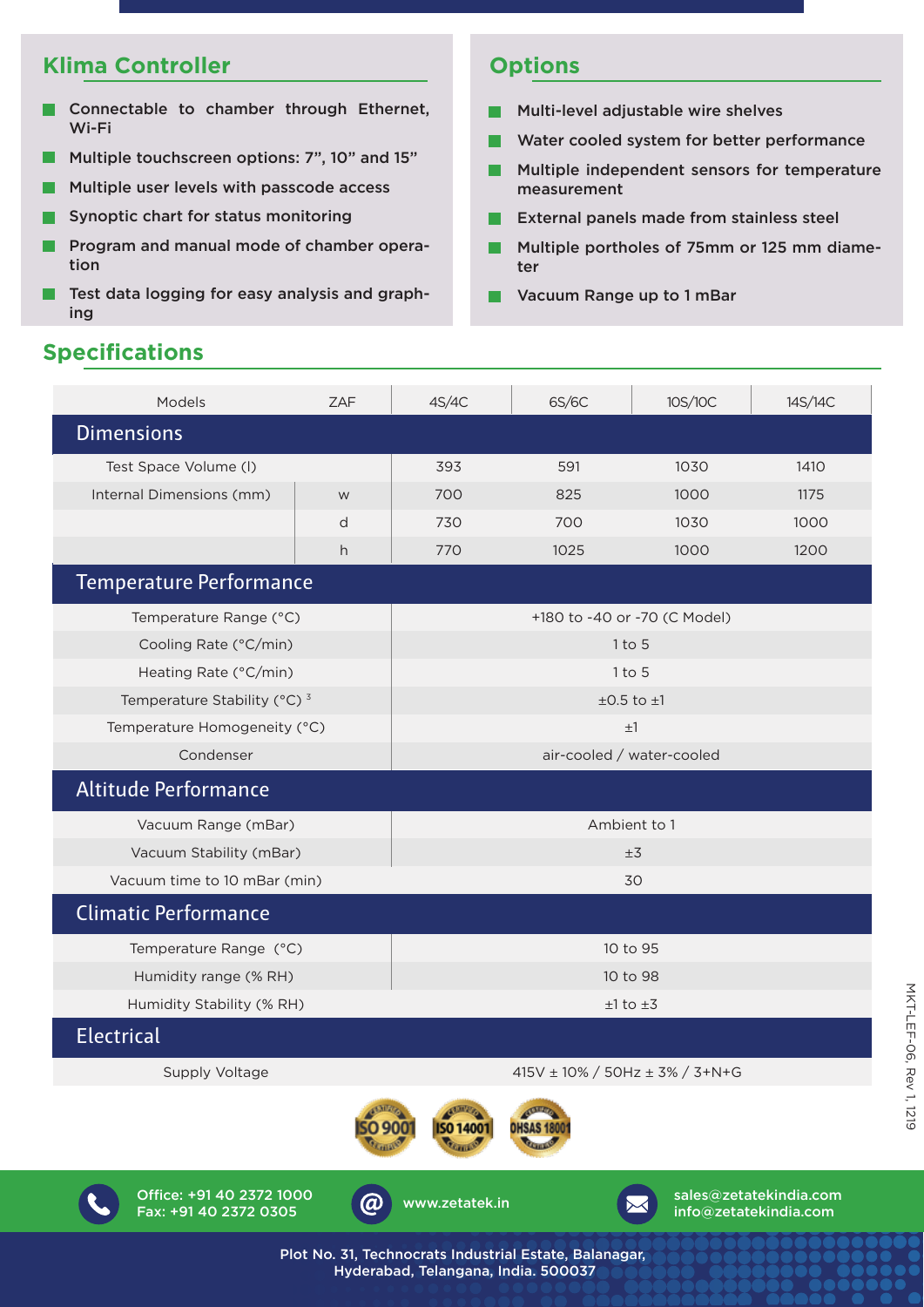## Klima Controller

- Connectable to chamber through Ethernet, Wi-Fi
- Multiple touchscreen options: 7”, 10” and 15”
- Multiple user levels with passcode access
- Synoptic chart for status monitoring
- Program and manual mode of chamber operation
- Test data logging for easy analysis and graphing

## Options

- Multi-level adjustable wire shelves
- Water cooled system for better performance
- Multiple independent sensors for temperature measurement
- External panels made from stainless steel
- Multiple portholes of 75mm or 125 mm diameter
- Vacuum Range up to 1 mBar

## Specifications

| Models | ZAF | 4S/4C | 6S/6C | 10S/10C | 14S/14C |
|---|---|---|---|---|---|
| **Dimensions** | | | | | |
| Test Space Volume (l) | | 393 | 591 | 1030 | 1410 |
| Internal Dimensions (mm) | w | 700 | 825 | 1000 | 1175 |
| | d | 730 | 700 | 1030 | 1000 |
| | h | 770 | 1025 | 1000 | 1200 |
| **Temperature Performance** | | | | | |
| Temperature Range (°C) | | +180 to -40 or -70 (C Model) | | | |
| Cooling Rate (°C/min) | | 1 to 5 | | | |
| Heating Rate (°C/min) | | 1 to 5 | | | |
| Temperature Stability (°C) [3] | | ±0.5 to ±1 | | | |
| Temperature Homogeneity (°C) | | ±1 | | | |
| Condenser | | air-cooled / water-cooled | | | |
| **Altitude Performance** | | | | | |
| Vacuum Range (mBar) | | Ambient to 1 | | | |
| Vacuum Stability (mBar) | | ±3 | | | |
| Vacuum time to 10 mBar (min) | | 30 | | | |
| **Climatic Performance** | | | | | |
| Temperature Range (°C) | | 10 to 95 | | | |
| Humidity range (% RH) | | 10 to 98 | | | |
| Humidity Stability (% RH) | | ±1 to ±3 | | | |
| **Electrical** | | | | | |
| Supply Voltage | | 415V ± 10% / 50Hz ± 3% / 3+N+G | | | |

ISO 9001 | ISO 14001 | OHSAS 18001

MKT-LEF-06, Rev 1, 1219

Office: +91 40 2372 1000
Fax: +91 40 2372 0305

www.zetatek.in

sales@zetatekindia.com
info@zetatekindia.com

Plot No. 31, Technocrats Industrial Estate, Balanagar,
Hyderabad, Telangana, India. 500037